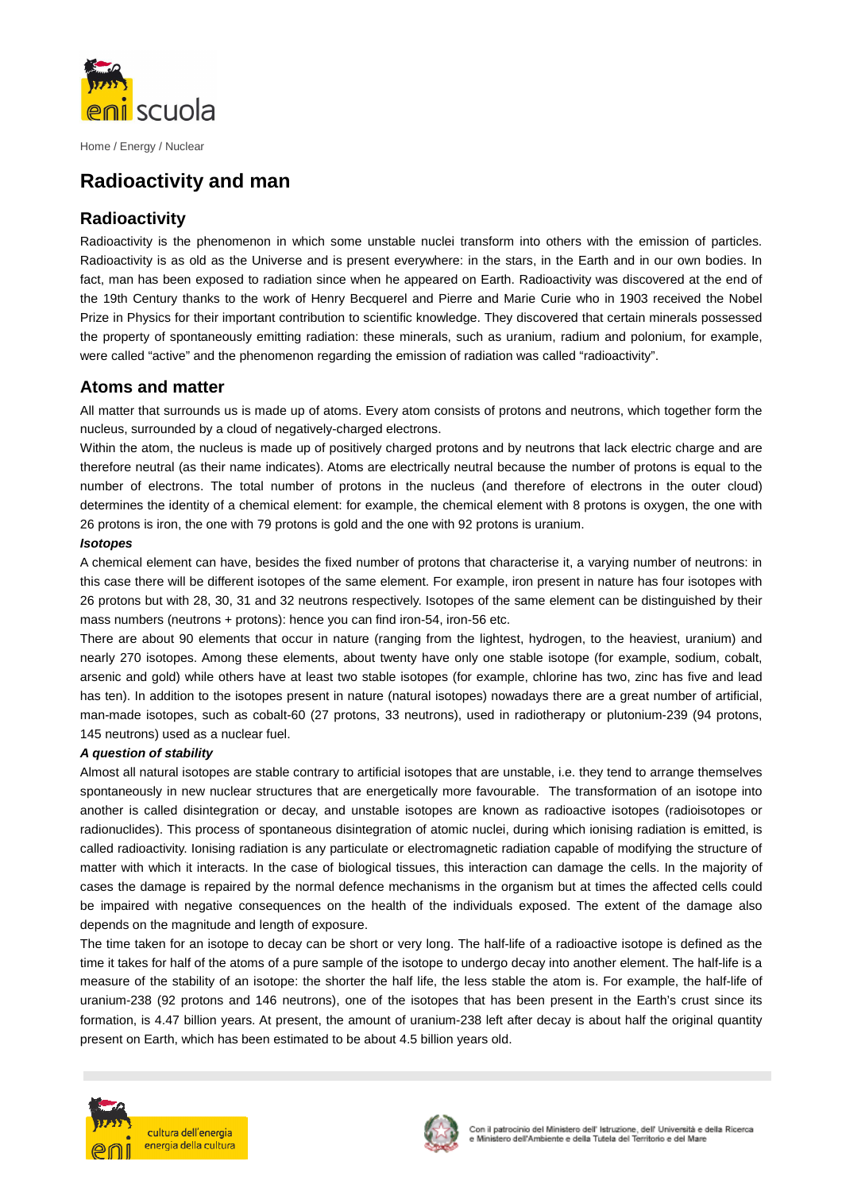Home / Energy / Nuclear

# Radioactivity and man

## Radioactivity

Radioactivity is the phenomenon in which some unstable nuclei transform into others with the emission of particles. Radioactivity is as old as the Universe and is present everywhere: in the stars, in the Earth and in our own bodies. In fact, man has been exposed to radiation since when he appeared on Earth. Radioactivity was discovered at the end of the 19th Century thanks to the work of Henry Becquerel and Pierre and Marie Curie who in 1903 received the Nobel Prize in Physics for their important contribution to scientific knowledge. They discovered that certain minerals possessed the property of spontaneously emitting radiation: these minerals, such as uranium, radium and polonium, for example, were called "active" and the phenomenon regarding the emission of radiation was called "radioactivity".

## Atoms and matter

All matter that surrounds us is made up of atoms. Every atom consists of protons and neutrons, which together form the nucleus, surrounded by a cloud of negatively-charged electrons.

Within the atom, the nucleus is made up of positively charged protons and by neutrons that lack electric charge and are therefore neutral (as their name indicates). Atoms are electrically neutral because the number of protons is equal to the number of electrons. The total number of protons in the nucleus (and therefore of electrons in the outer cloud) determines the identity of a chemical element: for example, the chemical element with 8 protons is oxygen, the one with 26 protons is iron, the one with 79 protons is gold and the one with 92 protons is uranium.

***Isotopes***

A chemical element can have, besides the fixed number of protons that characterise it, a varying number of neutrons: in this case there will be different isotopes of the same element. For example, iron present in nature has four isotopes with 26 protons but with 28, 30, 31 and 32 neutrons respectively. Isotopes of the same element can be distinguished by their mass numbers (neutrons + protons): hence you can find iron-54, iron-56 etc.

There are about 90 elements that occur in nature (ranging from the lightest, hydrogen, to the heaviest, uranium) and nearly 270 isotopes. Among these elements, about twenty have only one stable isotope (for example, sodium, cobalt, arsenic and gold) while others have at least two stable isotopes (for example, chlorine has two, zinc has five and lead has ten). In addition to the isotopes present in nature (natural isotopes) nowadays there are a great number of artificial, man-made isotopes, such as cobalt-60 (27 protons, 33 neutrons), used in radiotherapy or plutonium-239 (94 protons, 145 neutrons) used as a nuclear fuel.

***A question of stability***

Almost all natural isotopes are stable contrary to artificial isotopes that are unstable, i.e. they tend to arrange themselves spontaneously in new nuclear structures that are energetically more favourable. The transformation of an isotope into another is called disintegration or decay, and unstable isotopes are known as radioactive isotopes (radioisotopes or radionuclides). This process of spontaneous disintegration of atomic nuclei, during which ionising radiation is emitted, is called radioactivity. Ionising radiation is any particulate or electromagnetic radiation capable of modifying the structure of matter with which it interacts. In the case of biological tissues, this interaction can damage the cells. In the majority of cases the damage is repaired by the normal defence mechanisms in the organism but at times the affected cells could be impaired with negative consequences on the health of the individuals exposed. The extent of the damage also depends on the magnitude and length of exposure.

The time taken for an isotope to decay can be short or very long. The half-life of a radioactive isotope is defined as the time it takes for half of the atoms of a pure sample of the isotope to undergo decay into another element. The half-life is a measure of the stability of an isotope: the shorter the half life, the less stable the atom is. For example, the half-life of uranium-238 (92 protons and 146 neutrons), one of the isotopes that has been present in the Earth's crust since its formation, is 4.47 billion years. At present, the amount of uranium-238 left after decay is about half the original quantity present on Earth, which has been estimated to be about 4.5 billion years old.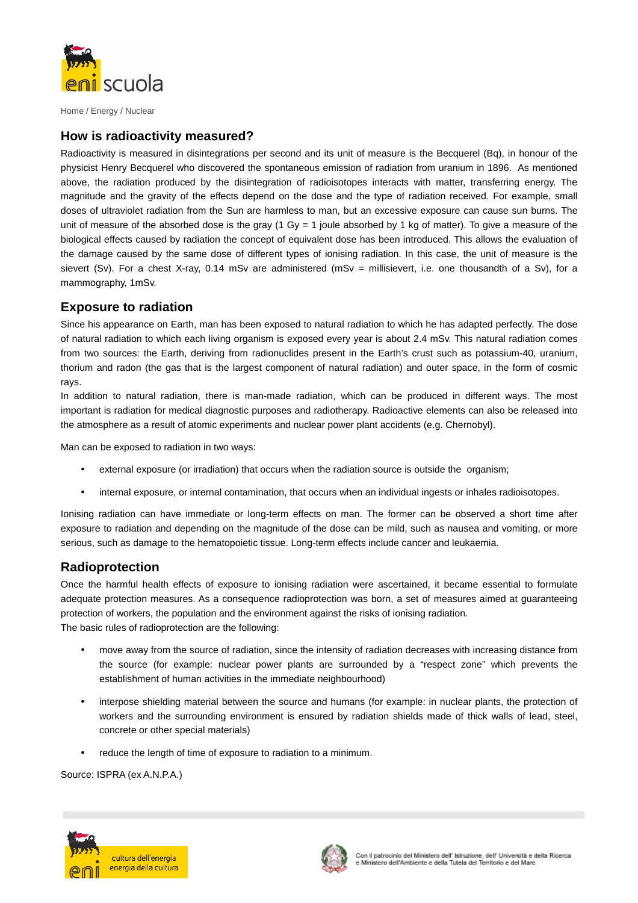Home / Energy / Nuclear

## How is radioactivity measured?

Radioactivity is measured in disintegrations per second and its unit of measure is the Becquerel (Bq), in honour of the physicist Henry Becquerel who discovered the spontaneous emission of radiation from uranium in 1896. As mentioned above, the radiation produced by the disintegration of radioisotopes interacts with matter, transferring energy. The magnitude and the gravity of the effects depend on the dose and the type of radiation received. For example, small doses of ultraviolet radiation from the Sun are harmless to man, but an excessive exposure can cause sun burns. The unit of measure of the absorbed dose is the gray (1 Gy = 1 joule absorbed by 1 kg of matter). To give a measure of the biological effects caused by radiation the concept of equivalent dose has been introduced. This allows the evaluation of the damage caused by the same dose of different types of ionising radiation. In this case, the unit of measure is the sievert (Sv). For a chest X-ray, 0.14 mSv are administered (mSv = millisievert, i.e. one thousandth of a Sv), for a mammography, 1mSv.

## Exposure to radiation

Since his appearance on Earth, man has been exposed to natural radiation to which he has adapted perfectly. The dose of natural radiation to which each living organism is exposed every year is about 2.4 mSv. This natural radiation comes from two sources: the Earth, deriving from radionuclides present in the Earth's crust such as potassium-40, uranium, thorium and radon (the gas that is the largest component of natural radiation) and outer space, in the form of cosmic rays.

In addition to natural radiation, there is man-made radiation, which can be produced in different ways. The most important is radiation for medical diagnostic purposes and radiotherapy. Radioactive elements can also be released into the atmosphere as a result of atomic experiments and nuclear power plant accidents (e.g. Chernobyl).

Man can be exposed to radiation in two ways:

- external exposure (or irradiation) that occurs when the radiation source is outside the organism;
- internal exposure, or internal contamination, that occurs when an individual ingests or inhales radioisotopes.

Ionising radiation can have immediate or long-term effects on man. The former can be observed a short time after exposure to radiation and depending on the magnitude of the dose can be mild, such as nausea and vomiting, or more serious, such as damage to the hematopoietic tissue. Long-term effects include cancer and leukaemia.

## Radioprotection

Once the harmful health effects of exposure to ionising radiation were ascertained, it became essential to formulate adequate protection measures. As a consequence radioprotection was born, a set of measures aimed at guaranteeing protection of workers, the population and the environment against the risks of ionising radiation.
The basic rules of radioprotection are the following:

- move away from the source of radiation, since the intensity of radiation decreases with increasing distance from the source (for example: nuclear power plants are surrounded by a "respect zone" which prevents the establishment of human activities in the immediate neighbourhood)
- interpose shielding material between the source and humans (for example: in nuclear plants, the protection of workers and the surrounding environment is ensured by radiation shields made of thick walls of lead, steel, concrete or other special materials)
- reduce the length of time of exposure to radiation to a minimum.

Source: ISPRA (ex A.N.P.A.)